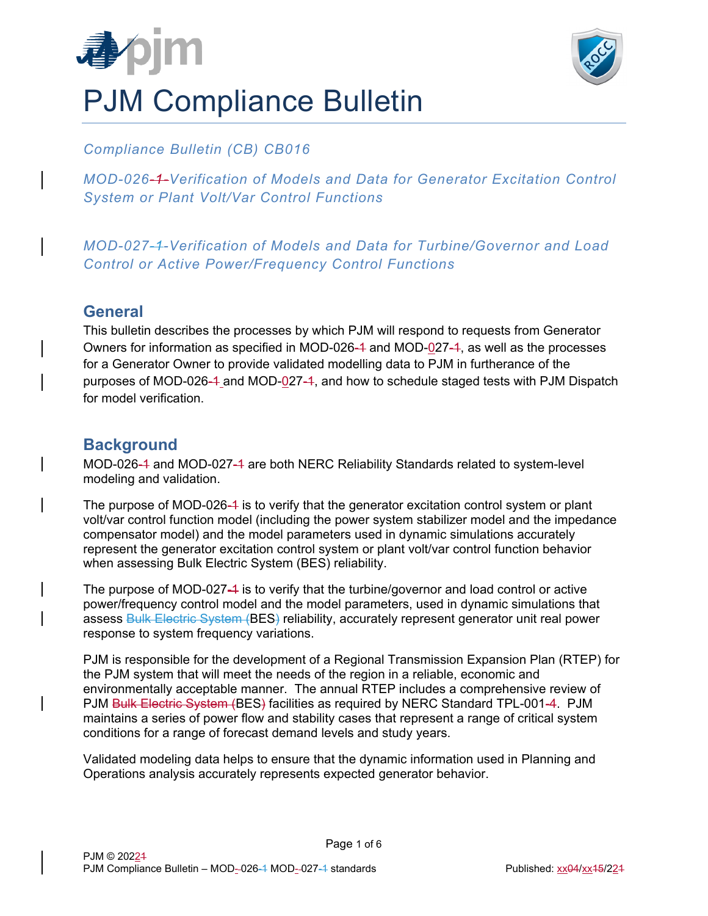# PJM Compliance Bulletin

*Compliance Bulletin (CB) CB016*

*MOD-026 Verification of Models and Data for Generator Excitation Control System or Plant Volt/Var Control Functions*

*MOD-027 Verification of Models and Data for Turbine/Governor and Load Control or Active Power/Frequency Control Functions*

## General

This bulletin describes the processes by which PJM will respond to requests from Generator Owners for information as specified in MOD-026 and MOD-027, as well as the processes for a Generator Owner to provide validated modelling data to PJM in furtherance of the purposes of MOD-026 and MOD-027, and how to schedule staged tests with PJM Dispatch for model verification.

## Background

MOD-026 and MOD-027 are both NERC Reliability Standards related to system-level modeling and validation.

The purpose of MOD-026 is to verify that the generator excitation control system or plant volt/var control function model (including the power system stabilizer model and the impedance compensator model) and the model parameters used in dynamic simulations accurately represent the generator excitation control system or plant volt/var control function behavior when assessing Bulk Electric System (BES) reliability.

The purpose of MOD-027 is to verify that the turbine/governor and load control or active power/frequency control model and the model parameters, used in dynamic simulations that assess BES reliability, accurately represent generator unit real power response to system frequency variations.

PJM is responsible for the development of a Regional Transmission Expansion Plan (RTEP) for the PJM system that will meet the needs of the region in a reliable, economic and environmentally acceptable manner. The annual RTEP includes a comprehensive review of PJM BES facilities as required by NERC Standard TPL-001-4. PJM maintains a series of power flow and stability cases that represent a range of critical system conditions for a range of forecast demand levels and study years.

Validated modeling data helps to ensure that the dynamic information used in Planning and Operations analysis accurately represents expected generator behavior.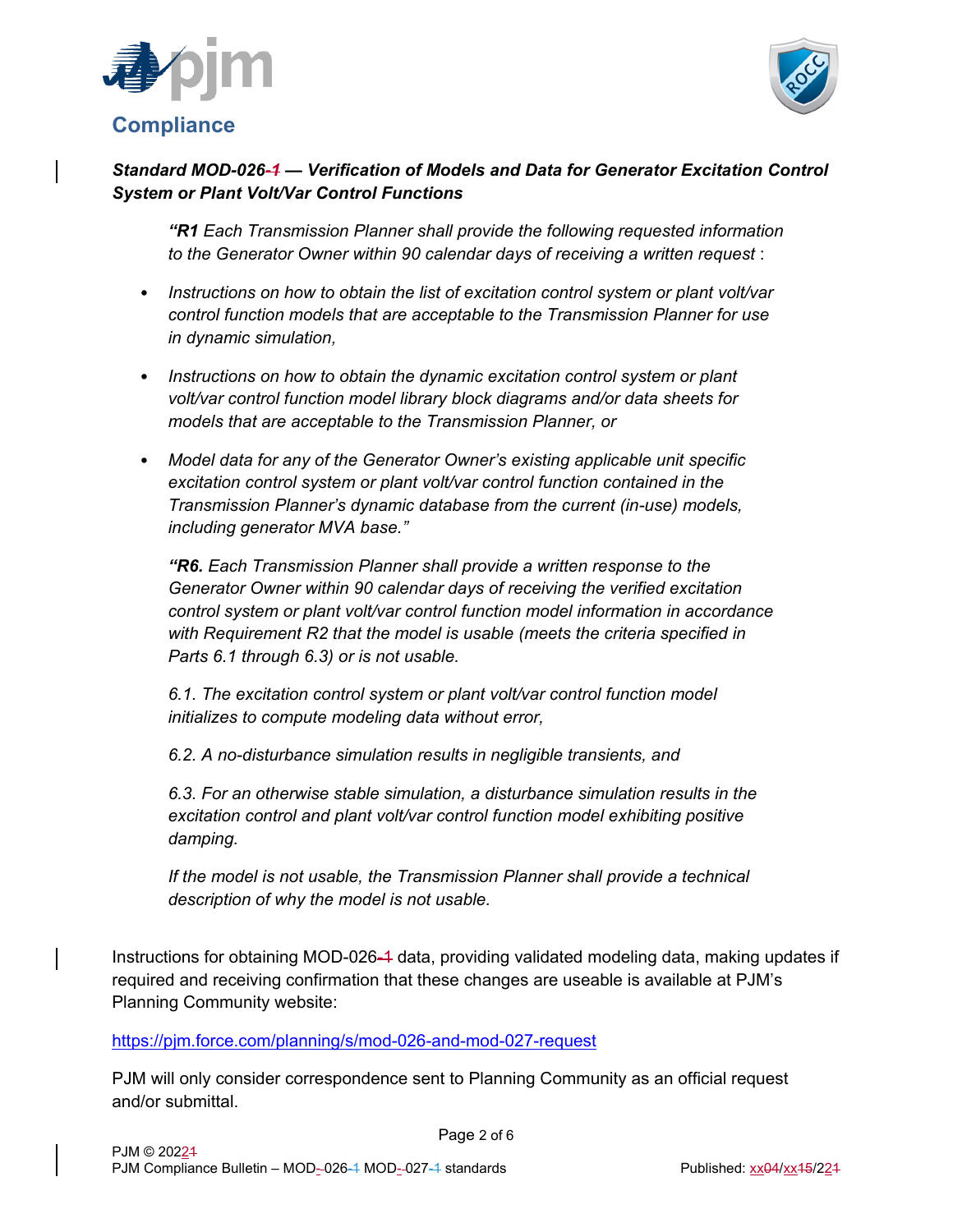**Compliance**

***Standard MOD-026-1 — Verification of Models and Data for Generator Excitation Control System or Plant Volt/Var Control Functions***

> *"**R1** Each Transmission Planner shall provide the following requested information to the Generator Owner within 90 calendar days of receiving a written request* :
>
> - *Instructions on how to obtain the list of excitation control system or plant volt/var control function models that are acceptable to the Transmission Planner for use in dynamic simulation,*
> - *Instructions on how to obtain the dynamic excitation control system or plant volt/var control function model library block diagrams and/or data sheets for models that are acceptable to the Transmission Planner, or*
> - *Model data for any of the Generator Owner's existing applicable unit specific excitation control system or plant volt/var control function contained in the Transmission Planner's dynamic database from the current (in-use) models, including generator MVA base."*
>
> *"**R6.** Each Transmission Planner shall provide a written response to the Generator Owner within 90 calendar days of receiving the verified excitation control system or plant volt/var control function model information in accordance with Requirement R2 that the model is usable (meets the criteria specified in Parts 6.1 through 6.3) or is not usable.*
>
> *6.1. The excitation control system or plant volt/var control function model initializes to compute modeling data without error,*
>
> *6.2. A no-disturbance simulation results in negligible transients, and*
>
> *6.3. For an otherwise stable simulation, a disturbance simulation results in the excitation control and plant volt/var control function model exhibiting positive damping.*
>
> *If the model is not usable, the Transmission Planner shall provide a technical description of why the model is not usable.*

Instructions for obtaining MOD-026-1 data, providing validated modeling data, making updates if required and receiving confirmation that these changes are useable is available at PJM's Planning Community website:

https://pjm.force.com/planning/s/mod-026-and-mod-027-request

PJM will only consider correspondence sent to Planning Community as an official request and/or submittal.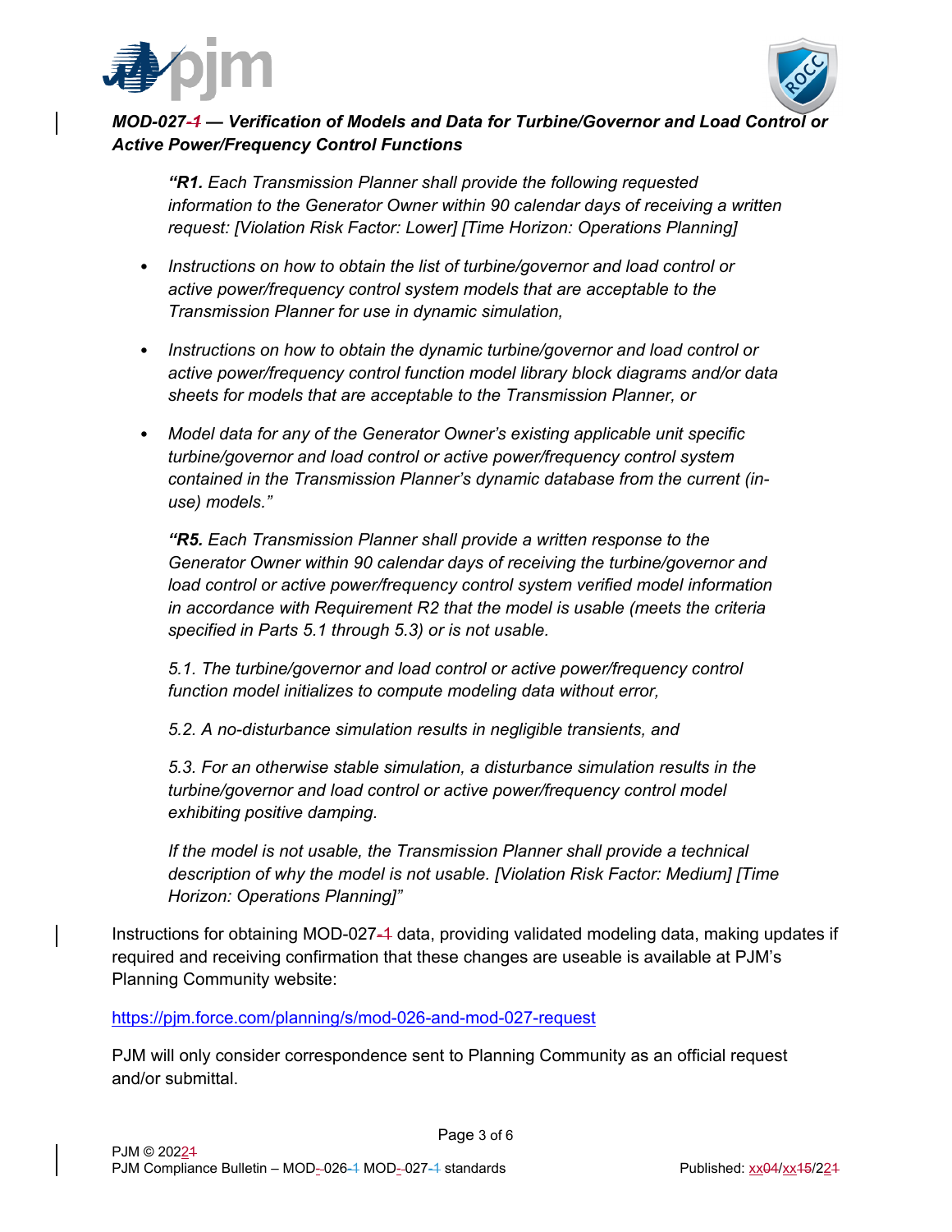***MOD-027-1 — Verification of Models and Data for Turbine/Governor and Load Control or Active Power/Frequency Control Functions***

> *"**R1.** Each Transmission Planner shall provide the following requested information to the Generator Owner within 90 calendar days of receiving a written request: [Violation Risk Factor: Lower] [Time Horizon: Operations Planning]*
>
> - *Instructions on how to obtain the list of turbine/governor and load control or active power/frequency control system models that are acceptable to the Transmission Planner for use in dynamic simulation,*
> - *Instructions on how to obtain the dynamic turbine/governor and load control or active power/frequency control function model library block diagrams and/or data sheets for models that are acceptable to the Transmission Planner, or*
> - *Model data for any of the Generator Owner's existing applicable unit specific turbine/governor and load control or active power/frequency control system contained in the Transmission Planner's dynamic database from the current (in-use) models."*
>
> *"**R5.** Each Transmission Planner shall provide a written response to the Generator Owner within 90 calendar days of receiving the turbine/governor and load control or active power/frequency control system verified model information in accordance with Requirement R2 that the model is usable (meets the criteria specified in Parts 5.1 through 5.3) or is not usable.*
>
> *5.1. The turbine/governor and load control or active power/frequency control function model initializes to compute modeling data without error,*
>
> *5.2. A no-disturbance simulation results in negligible transients, and*
>
> *5.3. For an otherwise stable simulation, a disturbance simulation results in the turbine/governor and load control or active power/frequency control model exhibiting positive damping.*
>
> *If the model is not usable, the Transmission Planner shall provide a technical description of why the model is not usable. [Violation Risk Factor: Medium] [Time Horizon: Operations Planning]"*

Instructions for obtaining MOD-027-1 data, providing validated modeling data, making updates if required and receiving confirmation that these changes are useable is available at PJM's Planning Community website:

https://pjm.force.com/planning/s/mod-026-and-mod-027-request

PJM will only consider correspondence sent to Planning Community as an official request and/or submittal.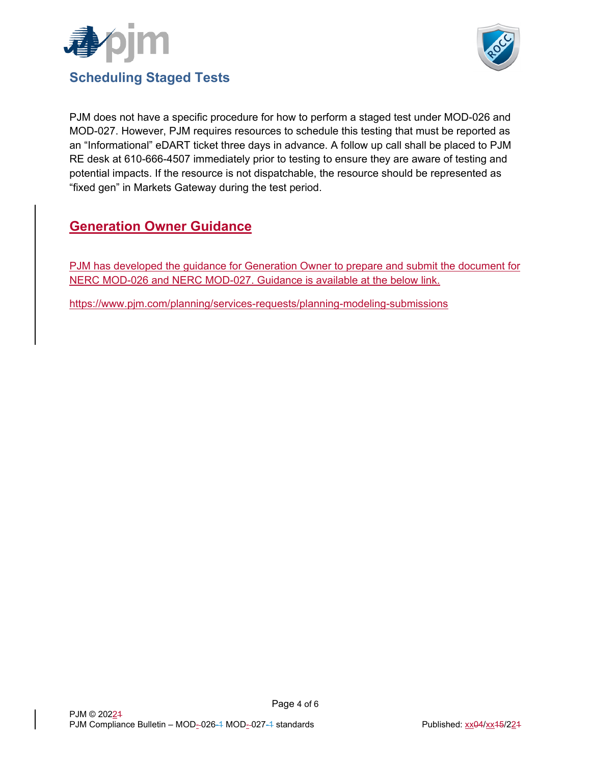## Scheduling Staged Tests

PJM does not have a specific procedure for how to perform a staged test under MOD-026 and MOD-027. However, PJM requires resources to schedule this testing that must be reported as an "Informational" eDART ticket three days in advance. A follow up call shall be placed to PJM RE desk at 610-666-4507 immediately prior to testing to ensure they are aware of testing and potential impacts. If the resource is not dispatchable, the resource should be represented as "fixed gen" in Markets Gateway during the test period.

## Generation Owner Guidance

PJM has developed the guidance for Generation Owner to prepare and submit the document for NERC MOD-026 and NERC MOD-027. Guidance is available at the below link.

https://www.pjm.com/planning/services-requests/planning-modeling-submissions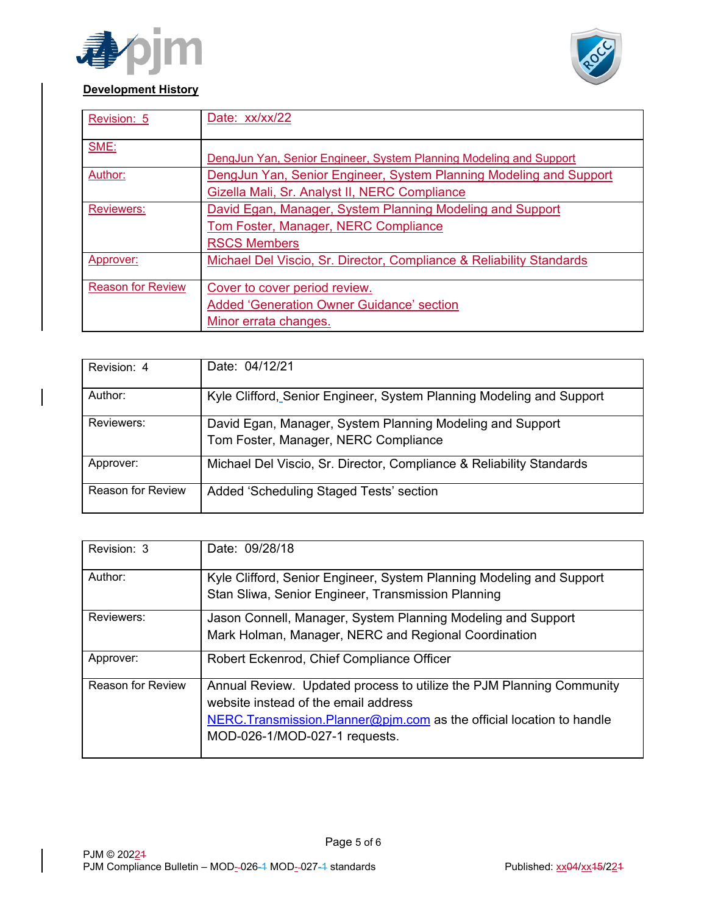**Development History**

| Revision: 5 | Date: xx/xx/22 |
|---|---|
| SME: | DengJun Yan, Senior Engineer, System Planning Modeling and Support |
| Author: | DengJun Yan, Senior Engineer, System Planning Modeling and Support<br>Gizella Mali, Sr. Analyst II, NERC Compliance |
| Reviewers: | David Egan, Manager, System Planning Modeling and Support<br>Tom Foster, Manager, NERC Compliance<br>RSCS Members |
| Approver: | Michael Del Viscio, Sr. Director, Compliance & Reliability Standards |
| Reason for Review | Cover to cover period review.<br>Added 'Generation Owner Guidance' section<br>Minor errata changes. |

| Revision: 4 | Date: 04/12/21 |
|---|---|
| Author: | Kyle Clifford, Senior Engineer, System Planning Modeling and Support |
| Reviewers: | David Egan, Manager, System Planning Modeling and Support<br>Tom Foster, Manager, NERC Compliance |
| Approver: | Michael Del Viscio, Sr. Director, Compliance & Reliability Standards |
| Reason for Review | Added 'Scheduling Staged Tests' section |

| Revision: 3 | Date: 09/28/18 |
|---|---|
| Author: | Kyle Clifford, Senior Engineer, System Planning Modeling and Support<br>Stan Sliwa, Senior Engineer, Transmission Planning |
| Reviewers: | Jason Connell, Manager, System Planning Modeling and Support<br>Mark Holman, Manager, NERC and Regional Coordination |
| Approver: | Robert Eckenrod, Chief Compliance Officer |
| Reason for Review | Annual Review. Updated process to utilize the PJM Planning Community website instead of the email address NERC.Transmission.Planner@pjm.com as the official location to handle MOD-026-1/MOD-027-1 requests. |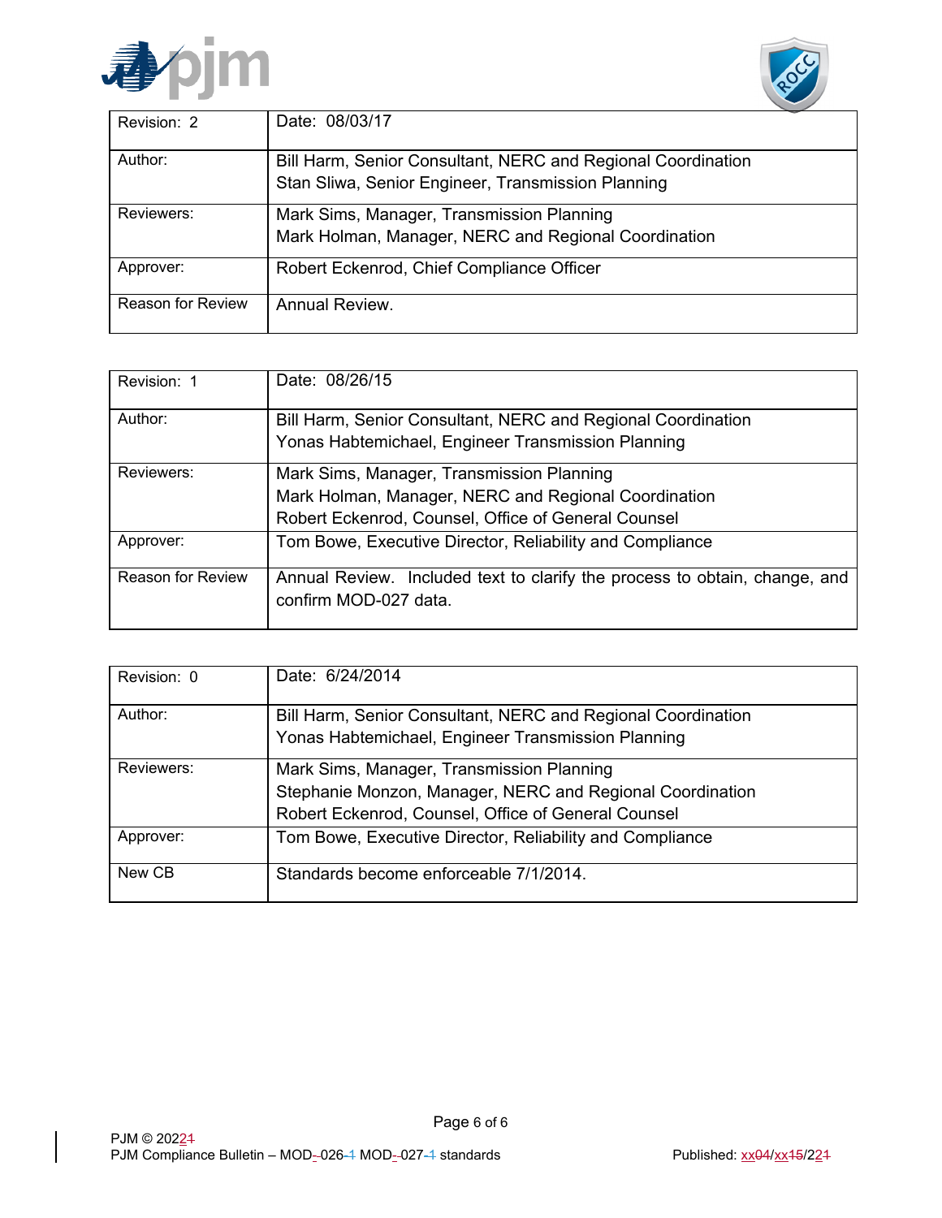| | |
|---|---|
| Revision: 2 | Date: 08/03/17 |
| Author: | Bill Harm, Senior Consultant, NERC and Regional Coordination<br>Stan Sliwa, Senior Engineer, Transmission Planning |
| Reviewers: | Mark Sims, Manager, Transmission Planning<br>Mark Holman, Manager, NERC and Regional Coordination |
| Approver: | Robert Eckenrod, Chief Compliance Officer |
| Reason for Review | Annual Review. |

| | |
|---|---|
| Revision: 1 | Date: 08/26/15 |
| Author: | Bill Harm, Senior Consultant, NERC and Regional Coordination<br>Yonas Habtemichael, Engineer Transmission Planning |
| Reviewers: | Mark Sims, Manager, Transmission Planning<br>Mark Holman, Manager, NERC and Regional Coordination<br>Robert Eckenrod, Counsel, Office of General Counsel |
| Approver: | Tom Bowe, Executive Director, Reliability and Compliance |
| Reason for Review | Annual Review. Included text to clarify the process to obtain, change, and confirm MOD-027 data. |

| | |
|---|---|
| Revision: 0 | Date: 6/24/2014 |
| Author: | Bill Harm, Senior Consultant, NERC and Regional Coordination<br>Yonas Habtemichael, Engineer Transmission Planning |
| Reviewers: | Mark Sims, Manager, Transmission Planning<br>Stephanie Monzon, Manager, NERC and Regional Coordination<br>Robert Eckenrod, Counsel, Office of General Counsel |
| Approver: | Tom Bowe, Executive Director, Reliability and Compliance |
| New CB | Standards become enforceable 7/1/2014. |